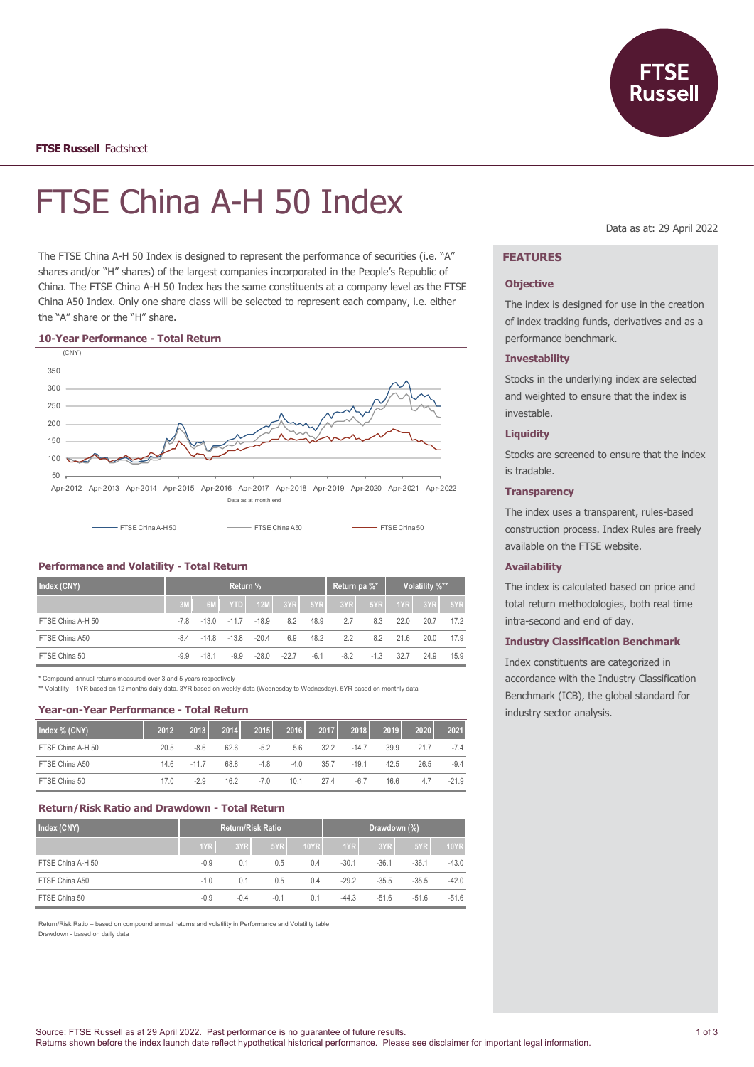**FTSE Russell** Factsheet

# FTSE China A-H 50 Index

Data as at: 29 April 2022

The FTSE China A-H 50 Index is designed to represent the performance of securities (i.e. "A" shares and/or "H" shares) of the largest companies incorporated in the People's Republic of China. The FTSE China A-H 50 Index has the same constituents at a company level as the FTSE China A50 Index. Only one share class will be selected to represent each company, i.e. either the "A" share or the "H" share.

### 10-Year Performance - Total Return

(CNY)

Data as at month end

FTSE China A-H 50 — FTSE China A50 — FTSE China 50

### Performance and Volatility - Total Return

| Index (CNY) | Return % | | | | | | Return pa %* | | Volatility %** | | |
|---|---|---|---|---|---|---|---|---|---|---|---|
| | 3M | 6M | YTD | 12M | 3YR | 5YR | 3YR | 5YR | 1YR | 3YR | 5YR |
| FTSE China A-H 50 | -7.8 | -13.0 | -11.7 | -18.9 | 8.2 | 48.9 | 2.7 | 8.3 | 22.0 | 20.7 | 17.2 |
| FTSE China A50 | -8.4 | -14.8 | -13.8 | -20.4 | 6.9 | 48.2 | 2.2 | 8.2 | 21.6 | 20.0 | 17.9 |
| FTSE China 50 | -9.9 | -18.1 | -9.9 | -28.0 | -22.7 | -6.1 | -8.2 | -1.3 | 32.7 | 24.9 | 15.9 |

\* Compound annual returns measured over 3 and 5 years respectively
\*\* Volatility – 1YR based on 12 months daily data. 3YR based on weekly data (Wednesday to Wednesday). 5YR based on monthly data

### Year-on-Year Performance - Total Return

| Index % (CNY) | 2012 | 2013 | 2014 | 2015 | 2016 | 2017 | 2018 | 2019 | 2020 | 2021 |
|---|---|---|---|---|---|---|---|---|---|---|
| FTSE China A-H 50 | 20.5 | -8.6 | 62.6 | -5.2 | 5.6 | 32.2 | -14.7 | 39.9 | 21.7 | -7.4 |
| FTSE China A50 | 14.6 | -11.7 | 68.8 | -4.8 | -4.0 | 35.7 | -19.1 | 42.5 | 26.5 | -9.4 |
| FTSE China 50 | 17.0 | -2.9 | 16.2 | -7.0 | 10.1 | 27.4 | -6.7 | 16.6 | 4.7 | -21.9 |

### Return/Risk Ratio and Drawdown - Total Return

| Index (CNY) | Return/Risk Ratio | | | | Drawdown (%) | | | |
|---|---|---|---|---|---|---|---|---|
| | 1YR | 3YR | 5YR | 10YR | 1YR | 3YR | 5YR | 10YR |
| FTSE China A-H 50 | -0.9 | 0.1 | 0.5 | 0.4 | -30.1 | -36.1 | -36.1 | -43.0 |
| FTSE China A50 | -1.0 | 0.1 | 0.5 | 0.4 | -29.2 | -35.5 | -35.5 | -42.0 |
| FTSE China 50 | -0.9 | -0.4 | -0.1 | 0.1 | -44.3 | -51.6 | -51.6 | -51.6 |

Return/Risk Ratio – based on compound annual returns and volatility in Performance and Volatility table
Drawdown - based on daily data

## FEATURES

### Objective

The index is designed for use in the creation of index tracking funds, derivatives and as a performance benchmark.

### Investability

Stocks in the underlying index are selected and weighted to ensure that the index is investable.

### Liquidity

Stocks are screened to ensure that the index is tradable.

### Transparency

The index uses a transparent, rules-based construction process. Index Rules are freely available on the FTSE website.

### Availability

The index is calculated based on price and total return methodologies, both real time intra-second and end of day.

### Industry Classification Benchmark

Index constituents are categorized in accordance with the Industry Classification Benchmark (ICB), the global standard for industry sector analysis.

Source: FTSE Russell as at 29 April 2022. Past performance is no guarantee of future results.
Returns shown before the index launch date reflect hypothetical historical performance. Please see disclaimer for important legal information.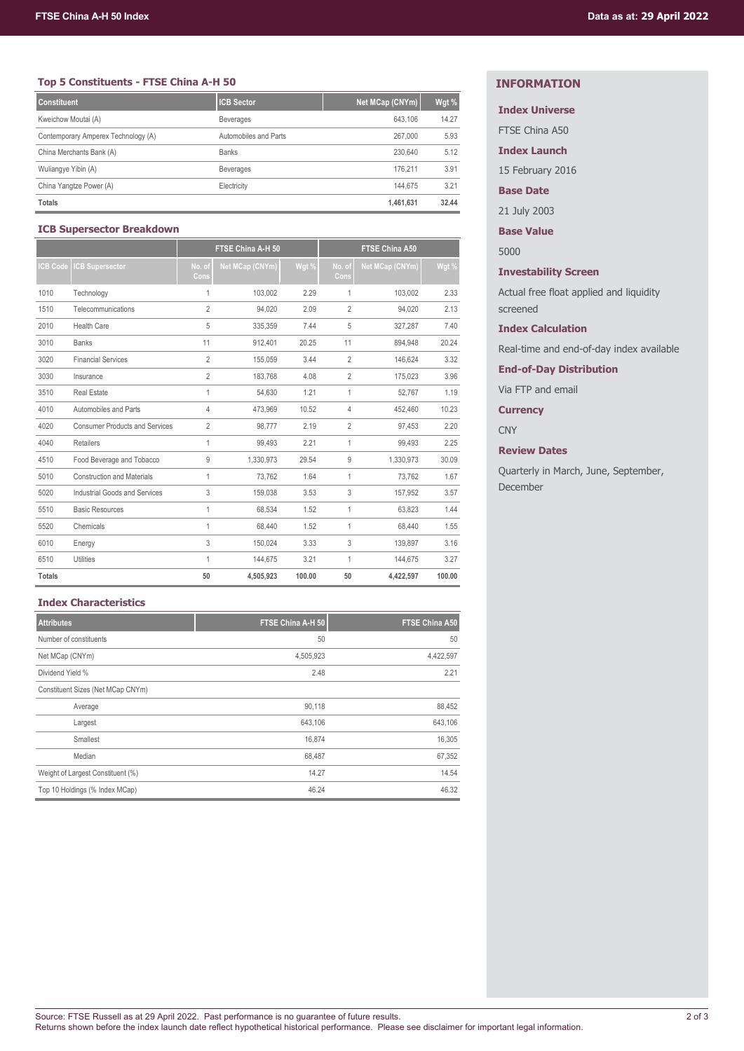## Top 5 Constituents - FTSE China A-H 50

| Constituent | ICB Sector | Net MCap (CNYm) | Wgt % |
|---|---|---|---|
| Kweichow Moutai (A) | Beverages | 643,106 | 14.27 |
| Contemporary Amperex Technology (A) | Automobiles and Parts | 267,000 | 5.93 |
| China Merchants Bank (A) | Banks | 230,640 | 5.12 |
| Wuliangye Yibin (A) | Beverages | 176,211 | 3.91 |
| China Yangtze Power (A) | Electricity | 144,675 | 3.21 |
| **Totals** | | **1,461,631** | **32.44** |

## ICB Supersector Breakdown

| | | FTSE China A-H 50 | | | FTSE China A50 | | |
|---|---|---|---|---|---|---|---|
| ICB Code | ICB Supersector | No. of Cons | Net MCap (CNYm) | Wgt % | No. of Cons | Net MCap (CNYm) | Wgt % |
| 1010 | Technology | 1 | 103,002 | 2.29 | 1 | 103,002 | 2.33 |
| 1510 | Telecommunications | 2 | 94,020 | 2.09 | 2 | 94,020 | 2.13 |
| 2010 | Health Care | 5 | 335,359 | 7.44 | 5 | 327,287 | 7.40 |
| 3010 | Banks | 11 | 912,401 | 20.25 | 11 | 894,948 | 20.24 |
| 3020 | Financial Services | 2 | 155,059 | 3.44 | 2 | 146,624 | 3.32 |
| 3030 | Insurance | 2 | 183,768 | 4.08 | 2 | 175,023 | 3.96 |
| 3510 | Real Estate | 1 | 54,630 | 1.21 | 1 | 52,767 | 1.19 |
| 4010 | Automobiles and Parts | 4 | 473,969 | 10.52 | 4 | 452,460 | 10.23 |
| 4020 | Consumer Products and Services | 2 | 98,777 | 2.19 | 2 | 97,453 | 2.20 |
| 4040 | Retailers | 1 | 99,493 | 2.21 | 1 | 99,493 | 2.25 |
| 4510 | Food Beverage and Tobacco | 9 | 1,330,973 | 29.54 | 9 | 1,330,973 | 30.09 |
| 5010 | Construction and Materials | 1 | 73,762 | 1.64 | 1 | 73,762 | 1.67 |
| 5020 | Industrial Goods and Services | 3 | 159,038 | 3.53 | 3 | 157,952 | 3.57 |
| 5510 | Basic Resources | 1 | 68,534 | 1.52 | 1 | 63,823 | 1.44 |
| 5520 | Chemicals | 1 | 68,440 | 1.52 | 1 | 68,440 | 1.55 |
| 6010 | Energy | 3 | 150,024 | 3.33 | 3 | 139,897 | 3.16 |
| 6510 | Utilities | 1 | 144,675 | 3.21 | 1 | 144,675 | 3.27 |
| **Totals** | | **50** | **4,505,923** | **100.00** | **50** | **4,422,597** | **100.00** |

## Index Characteristics

| Attributes | FTSE China A-H 50 | FTSE China A50 |
|---|---|---|
| Number of constituents | 50 | 50 |
| Net MCap (CNYm) | 4,505,923 | 4,422,597 |
| Dividend Yield % | 2.48 | 2.21 |
| Constituent Sizes (Net MCap CNYm) | | |
| Average | 90,118 | 88,452 |
| Largest | 643,106 | 643,106 |
| Smallest | 16,874 | 16,305 |
| Median | 68,487 | 67,352 |
| Weight of Largest Constituent (%) | 14.27 | 14.54 |
| Top 10 Holdings (% Index MCap) | 46.24 | 46.32 |

## INFORMATION

**Index Universe**

FTSE China A50

**Index Launch**

15 February 2016

**Base Date**

21 July 2003

**Base Value**

5000

**Investability Screen**

Actual free float applied and liquidity screened

**Index Calculation**

Real-time and end-of-day index available

**End-of-Day Distribution**

Via FTP and email

**Currency**

CNY

**Review Dates**

Quarterly in March, June, September, December

Source: FTSE Russell as at 29 April 2022. Past performance is no guarantee of future results.
Returns shown before the index launch date reflect hypothetical historical performance. Please see disclaimer for important legal information.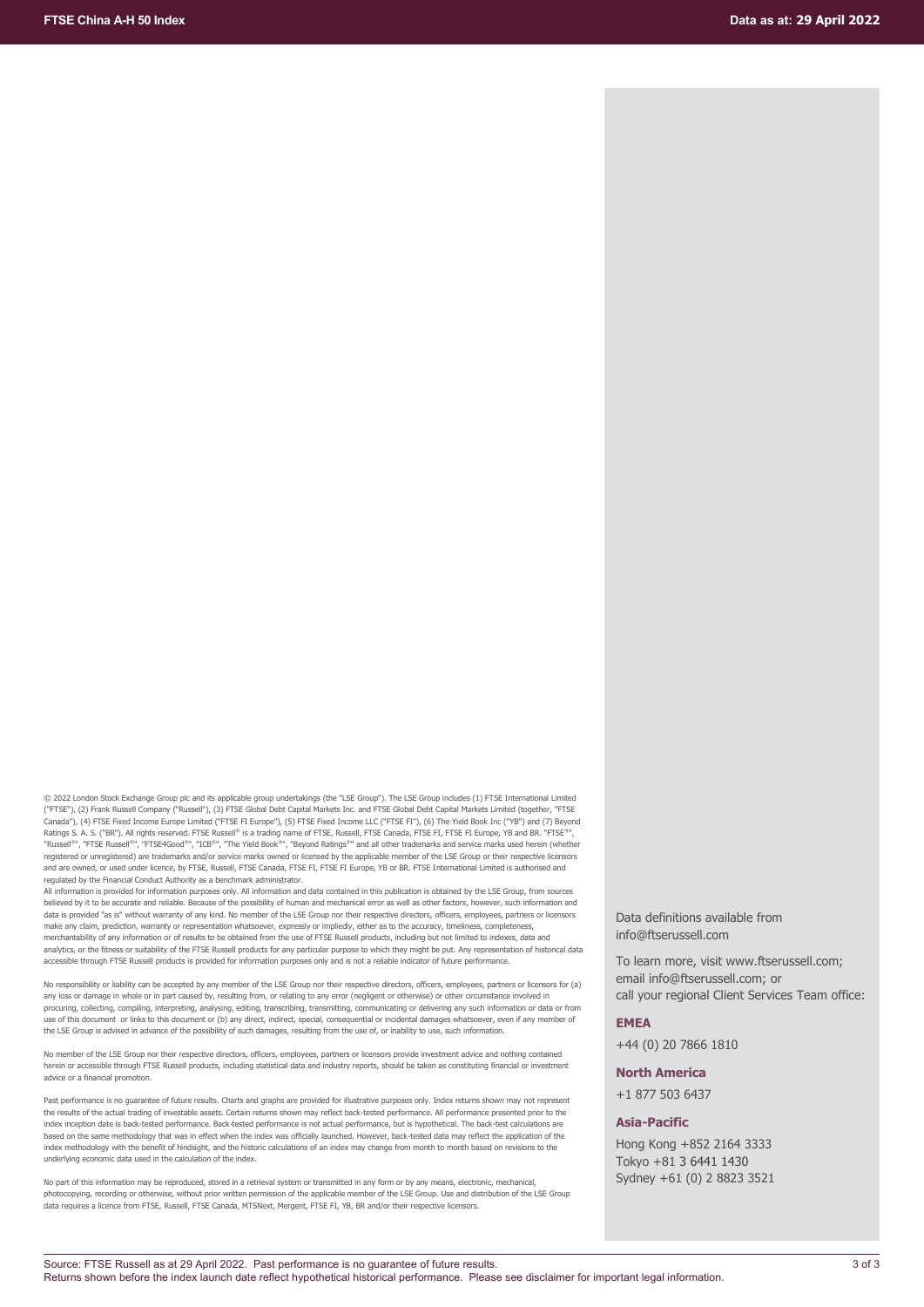© 2022 London Stock Exchange Group plc and its applicable group undertakings (the "LSE Group"). The LSE Group includes (1) FTSE International Limited ("FTSE"), (2) Frank Russell Company ("Russell"), (3) FTSE Global Debt Capital Markets Inc. and FTSE Global Debt Capital Markets Limited (together, "FTSE Canada"), (4) FTSE Fixed Income Europe Limited ("FTSE FI Europe"), (5) FTSE Fixed Income LLC ("FTSE FI"), (6) The Yield Book Inc ("YB") and (7) Beyond Ratings S. A. S. ("BR"). All rights reserved. FTSE Russell® is a trading name of FTSE, Russell, FTSE Canada, FTSE FI, FTSE FI Europe, YB and BR. "FTSE®", "Russell®", "FTSE Russell®", "FTSE4Good®", "ICB®", "The Yield Book®", "Beyond Ratings®" and all other trademarks and service marks used herein (whether registered or unregistered) are trademarks and/or service marks owned or licensed by the applicable member of the LSE Group or their respective licensors and are owned, or used under licence, by FTSE, Russell, FTSE Canada, FTSE FI, FTSE FI Europe, YB or BR. FTSE International Limited is authorised and regulated by the Financial Conduct Authority as a benchmark administrator.

All information is provided for information purposes only. All information and data contained in this publication is obtained by the LSE Group, from sources believed by it to be accurate and reliable. Because of the possibility of human and mechanical error as well as other factors, however, such information and data is provided "as is" without warranty of any kind. No member of the LSE Group nor their respective directors, officers, employees, partners or licensors make any claim, prediction, warranty or representation whatsoever, expressly or impliedly, either as to the accuracy, timeliness, completeness, merchantability of any information or of results to be obtained from the use of FTSE Russell products, including but not limited to indexes, data and analytics, or the fitness or suitability of the FTSE Russell products for any particular purpose to which they might be put. Any representation of historical data accessible through FTSE Russell products is provided for information purposes only and is not a reliable indicator of future performance.

No responsibility or liability can be accepted by any member of the LSE Group nor their respective directors, officers, employees, partners or licensors for (a) any loss or damage in whole or in part caused by, resulting from, or relating to any error (negligent or otherwise) or other circumstance involved in procuring, collecting, compiling, interpreting, analysing, editing, transcribing, transmitting, communicating or delivering any such information or data or from use of this document or links to this document or (b) any direct, indirect, special, consequential or incidental damages whatsoever, even if any member of the LSE Group is advised in advance of the possibility of such damages, resulting from the use of, or inability to use, such information.

No member of the LSE Group nor their respective directors, officers, employees, partners or licensors provide investment advice and nothing contained herein or accessible through FTSE Russell products, including statistical data and industry reports, should be taken as constituting financial or investment advice or a financial promotion.

Past performance is no guarantee of future results. Charts and graphs are provided for illustrative purposes only. Index returns shown may not represent the results of the actual trading of investable assets. Certain returns shown may reflect back-tested performance. All performance presented prior to the index inception date is back-tested performance. Back-tested performance is not actual performance, but is hypothetical. The back-test calculations are based on the same methodology that was in effect when the index was officially launched. However, back-tested data may reflect the application of the index methodology with the benefit of hindsight, and the historic calculations of an index may change from month to month based on revisions to the underlying economic data used in the calculation of the index.

No part of this information may be reproduced, stored in a retrieval system or transmitted in any form or by any means, electronic, mechanical, photocopying, recording or otherwise, without prior written permission of the applicable member of the LSE Group. Use and distribution of the LSE Group data requires a licence from FTSE, Russell, FTSE Canada, MTSNext, Mergent, FTSE FI, YB, BR and/or their respective licensors.

Data definitions available from info@ftserussell.com

To learn more, visit www.ftserussell.com; email info@ftserussell.com; or call your regional Client Services Team office:

**EMEA**

+44 (0) 20 7866 1810

**North America**

+1 877 503 6437

**Asia-Pacific**

Hong Kong +852 2164 3333
Tokyo +81 3 6441 1430
Sydney +61 (0) 2 8823 3521

Source: FTSE Russell as at 29 April 2022. Past performance is no guarantee of future results.
Returns shown before the index launch date reflect hypothetical historical performance. Please see disclaimer for important legal information.